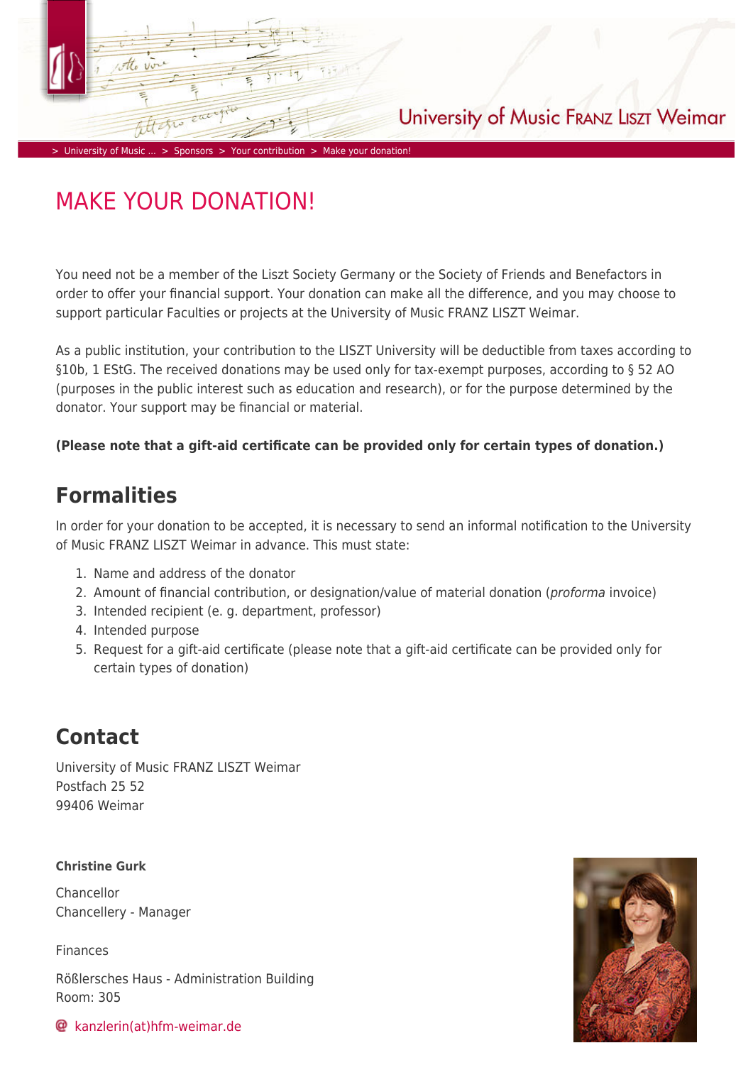> University of Music ... > Sponsors > Your contribution > Make your donation!

# MAKE YOUR DONATION!

You need not be a member of the Liszt Society Germany or the Society of Friends and Benefactors in order to offer your financial support. Your donation can make all the difference, and you may choose to support particular Faculties or projects at the University of Music FRANZ LISZT Weimar.

As a public institution, your contribution to the LISZT University will be deductible from taxes according to §10b, 1 EStG. The received donations may be used only for tax-exempt purposes, according to § 52 AO (purposes in the public interest such as education and research), or for the purpose determined by the donator. Your support may be financial or material.

**(Please note that a gift-aid certificate can be provided only for certain types of donation.)**

## Formalities

In order for your donation to be accepted, it is necessary to send an informal notification to the University of Music FRANZ LISZT Weimar in advance. This must state:

1. Name and address of the donator
2. Amount of financial contribution, or designation/value of material donation (*proforma* invoice)
3. Intended recipient (e. g. department, professor)
4. Intended purpose
5. Request for a gift-aid certificate (please note that a gift-aid certificate can be provided only for certain types of donation)

## Contact

University of Music FRANZ LISZT Weimar
Postfach 25 52
99406 Weimar

**Christine Gurk**

Chancellor
Chancellery - Manager

Finances

Rößlersches Haus - Administration Building
Room: 305

kanzlerin(at)hfm-weimar.de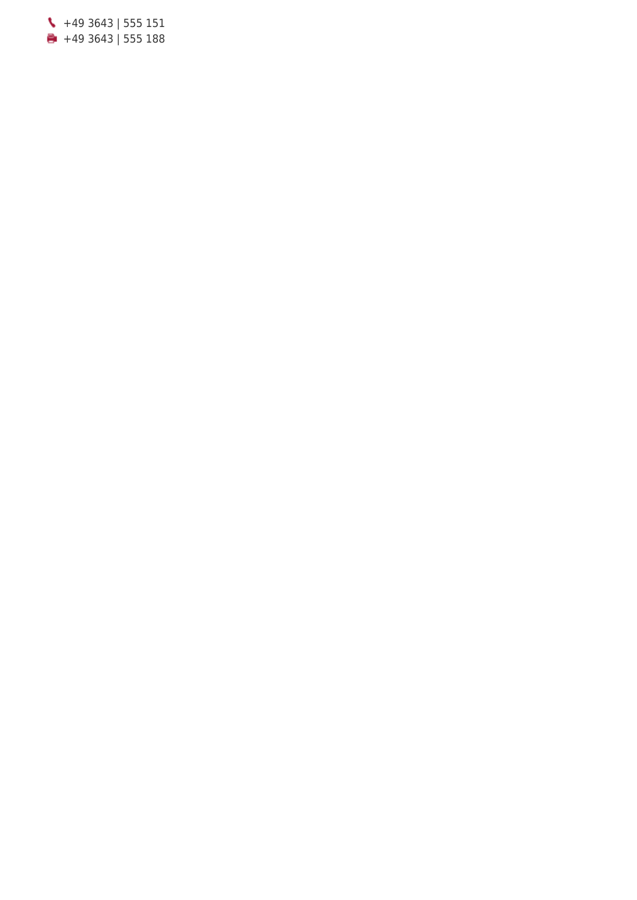+49 3643 | 555 151

+49 3643 | 555 188